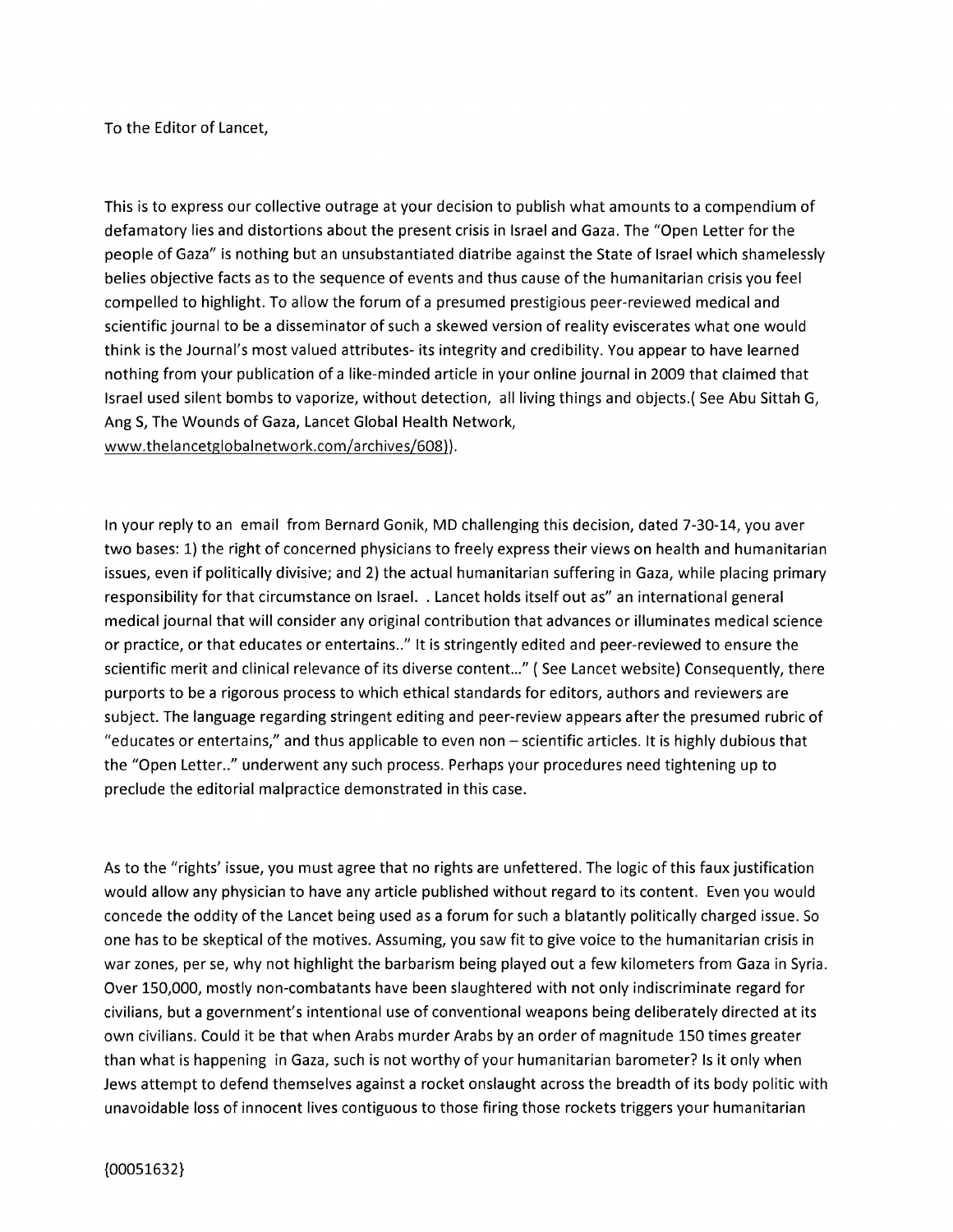To the Editor of Lancet,

This is to express our collective outrage at your decision to publish what amounts to a compendium of defamatory lies and distortions about the present crisis in Israel and Gaza. The "Open Letter for the people of Gaza" is nothing but an unsubstantiated diatribe against the State of Israel which shamelessly belies objective facts as to the sequence of events and thus cause of the humanitarian crisis you feel compelled to highlight. To allow the forum of a presumed prestigious peer-reviewed medical and scientific journal to be a disseminator of such a skewed version of reality eviscerates what one would think is the Journal's most valued attributes- its integrity and credibility. You appear to have learned nothing from your publication of a like-minded article in your online journal in 2009 that claimed that Israel used silent bombs to vaporize, without detection, all living things and objects.( See Abu Sittah G, Ang S, The Wounds of Gaza, Lancet Global Health Network, www.thelancetglobalnetwork.com/archives/608)).

In your reply to an email from Bernard Gonik, MD challenging this decision, dated 7-30-14, you aver two bases: 1) the right of concerned physicians to freely express their views on health and humanitarian issues, even if politically divisive; and 2) the actual humanitarian suffering in Gaza, while placing primary responsibility for that circumstance on Israel. . Lancet holds itself out as" an international general medical journal that will consider any original contribution that advances or illuminates medical science or practice, or that educates or entertains.." It is stringently edited and peer-reviewed to ensure the scientific merit and clinical relevance of its diverse content..." ( See Lancet website) Consequently, there purports to be a rigorous process to which ethical standards for editors, authors and reviewers are subject. The language regarding stringent editing and peer-review appears after the presumed rubric of "educates or entertains," and thus applicable to even non – scientific articles. It is highly dubious that the "Open Letter.." underwent any such process. Perhaps your procedures need tightening up to preclude the editorial malpractice demonstrated in this case.

As to the "rights' issue, you must agree that no rights are unfettered. The logic of this faux justification would allow any physician to have any article published without regard to its content. Even you would concede the oddity of the Lancet being used as a forum for such a blatantly politically charged issue. So one has to be skeptical of the motives. Assuming, you saw fit to give voice to the humanitarian crisis in war zones, per se, why not highlight the barbarism being played out a few kilometers from Gaza in Syria. Over 150,000, mostly non-combatants have been slaughtered with not only indiscriminate regard for civilians, but a government's intentional use of conventional weapons being deliberately directed at its own civilians. Could it be that when Arabs murder Arabs by an order of magnitude 150 times greater than what is happening in Gaza, such is not worthy of your humanitarian barometer? Is it only when Jews attempt to defend themselves against a rocket onslaught across the breadth of its body politic with unavoidable loss of innocent lives contiguous to those firing those rockets triggers your humanitarian

{00051632}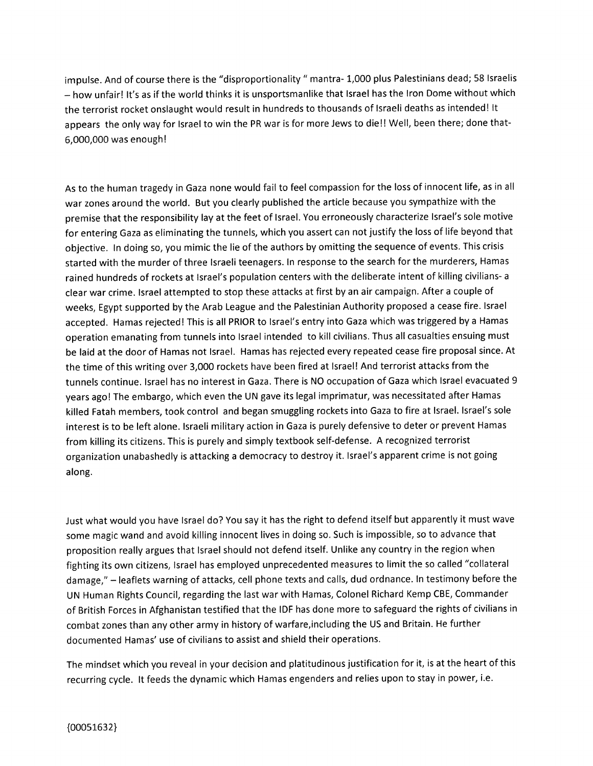impulse. And of course there is the "disproportionality " mantra- 1,000 plus Palestinians dead; 58 Israelis – how unfair! It's as if the world thinks it is unsportsmanlike that Israel has the Iron Dome without which the terrorist rocket onslaught would result in hundreds to thousands of Israeli deaths as intended! It appears the only way for Israel to win the PR war is for more Jews to die!! Well, been there; done that- 6,000,000 was enough!

As to the human tragedy in Gaza none would fail to feel compassion for the loss of innocent life, as in all war zones around the world. But you clearly published the article because you sympathize with the premise that the responsibility lay at the feet of Israel. You erroneously characterize Israel's sole motive for entering Gaza as eliminating the tunnels, which you assert can not justify the loss of life beyond that objective. In doing so, you mimic the lie of the authors by omitting the sequence of events. This crisis started with the murder of three Israeli teenagers. In response to the search for the murderers, Hamas rained hundreds of rockets at Israel's population centers with the deliberate intent of killing civilians- a clear war crime. Israel attempted to stop these attacks at first by an air campaign. After a couple of weeks, Egypt supported by the Arab League and the Palestinian Authority proposed a cease fire. Israel accepted. Hamas rejected! This is all PRIOR to Israel's entry into Gaza which was triggered by a Hamas operation emanating from tunnels into Israel intended to kill civilians. Thus all casualties ensuing must be laid at the door of Hamas not Israel. Hamas has rejected every repeated cease fire proposal since. At the time of this writing over 3,000 rockets have been fired at Israel! And terrorist attacks from the tunnels continue. Israel has no interest in Gaza. There is NO occupation of Gaza which Israel evacuated 9 years ago! The embargo, which even the UN gave its legal imprimatur, was necessitated after Hamas killed Fatah members, took control and began smuggling rockets into Gaza to fire at Israel. Israel's sole interest is to be left alone. Israeli military action in Gaza is purely defensive to deter or prevent Hamas from killing its citizens. This is purely and simply textbook self-defense. A recognized terrorist organization unabashedly is attacking a democracy to destroy it. Israel's apparent crime is not going along.

Just what would you have Israel do? You say it has the right to defend itself but apparently it must wave some magic wand and avoid killing innocent lives in doing so. Such is impossible, so to advance that proposition really argues that Israel should not defend itself. Unlike any country in the region when fighting its own citizens, Israel has employed unprecedented measures to limit the so called "collateral damage," – leaflets warning of attacks, cell phone texts and calls, dud ordnance. In testimony before the UN Human Rights Council, regarding the last war with Hamas, Colonel Richard Kemp CBE, Commander of British Forces in Afghanistan testified that the IDF has done more to safeguard the rights of civilians in combat zones than any other army in history of warfare,including the US and Britain. He further documented Hamas' use of civilians to assist and shield their operations.

The mindset which you reveal in your decision and platitudinous justification for it, is at the heart of this recurring cycle. It feeds the dynamic which Hamas engenders and relies upon to stay in power, i.e.

{00051632}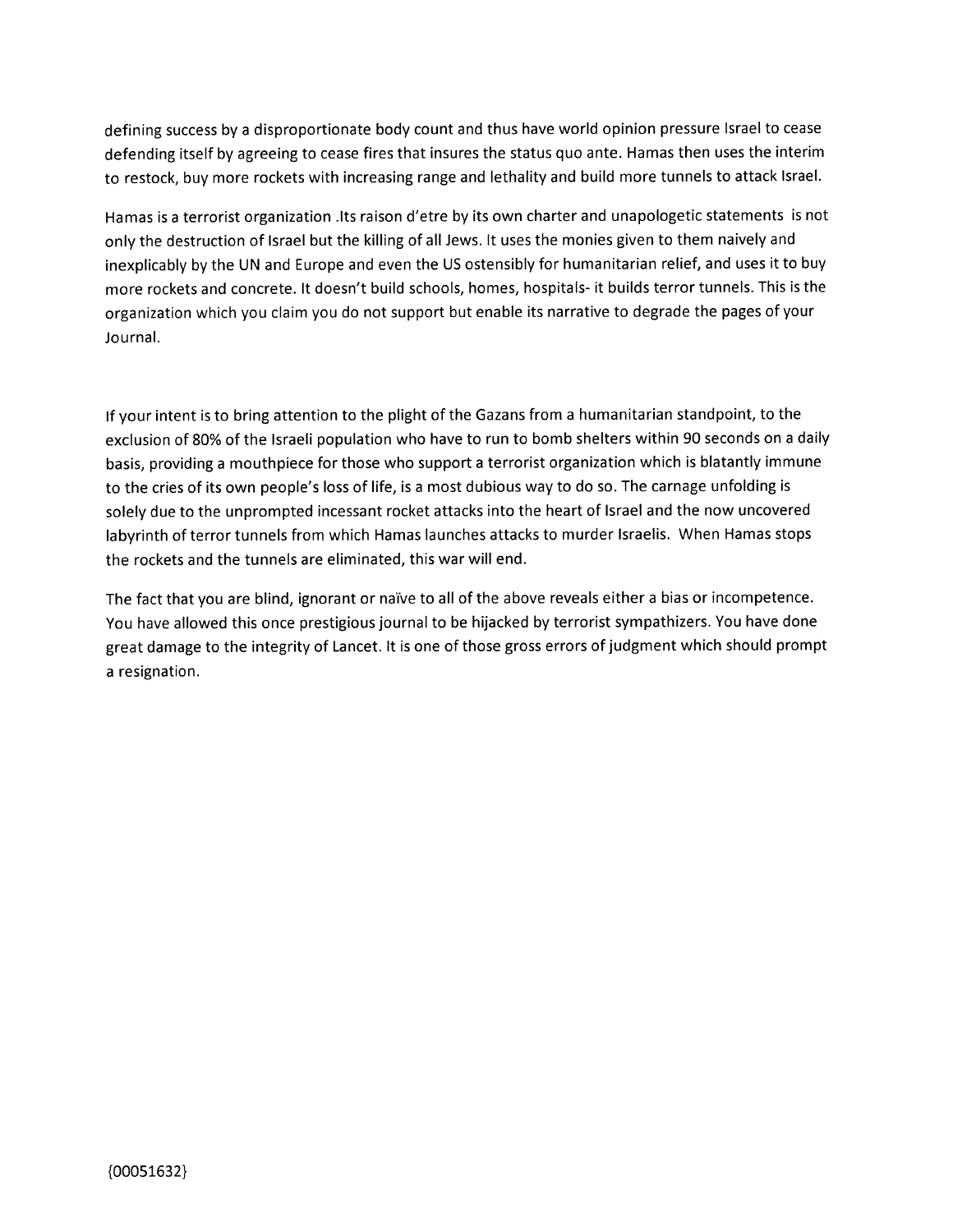defining success by a disproportionate body count and thus have world opinion pressure Israel to cease defending itself by agreeing to cease fires that insures the status quo ante. Hamas then uses the interim to restock, buy more rockets with increasing range and lethality and build more tunnels to attack Israel.

Hamas is a terrorist organization .Its raison d'etre by its own charter and unapologetic statements is not only the destruction of Israel but the killing of all Jews. It uses the monies given to them naively and inexplicably by the UN and Europe and even the US ostensibly for humanitarian relief, and uses it to buy more rockets and concrete. It doesn't build schools, homes, hospitals- it builds terror tunnels. This is the organization which you claim you do not support but enable its narrative to degrade the pages of your Journal.

If your intent is to bring attention to the plight of the Gazans from a humanitarian standpoint, to the exclusion of 80% of the Israeli population who have to run to bomb shelters within 90 seconds on a daily basis, providing a mouthpiece for those who support a terrorist organization which is blatantly immune to the cries of its own people's loss of life, is a most dubious way to do so. The carnage unfolding is solely due to the unprompted incessant rocket attacks into the heart of Israel and the now uncovered labyrinth of terror tunnels from which Hamas launches attacks to murder Israelis. When Hamas stops the rockets and the tunnels are eliminated, this war will end.

The fact that you are blind, ignorant or naïve to all of the above reveals either a bias or incompetence. You have allowed this once prestigious journal to be hijacked by terrorist sympathizers. You have done great damage to the integrity of Lancet. It is one of those gross errors of judgment which should prompt a resignation.

{00051632}